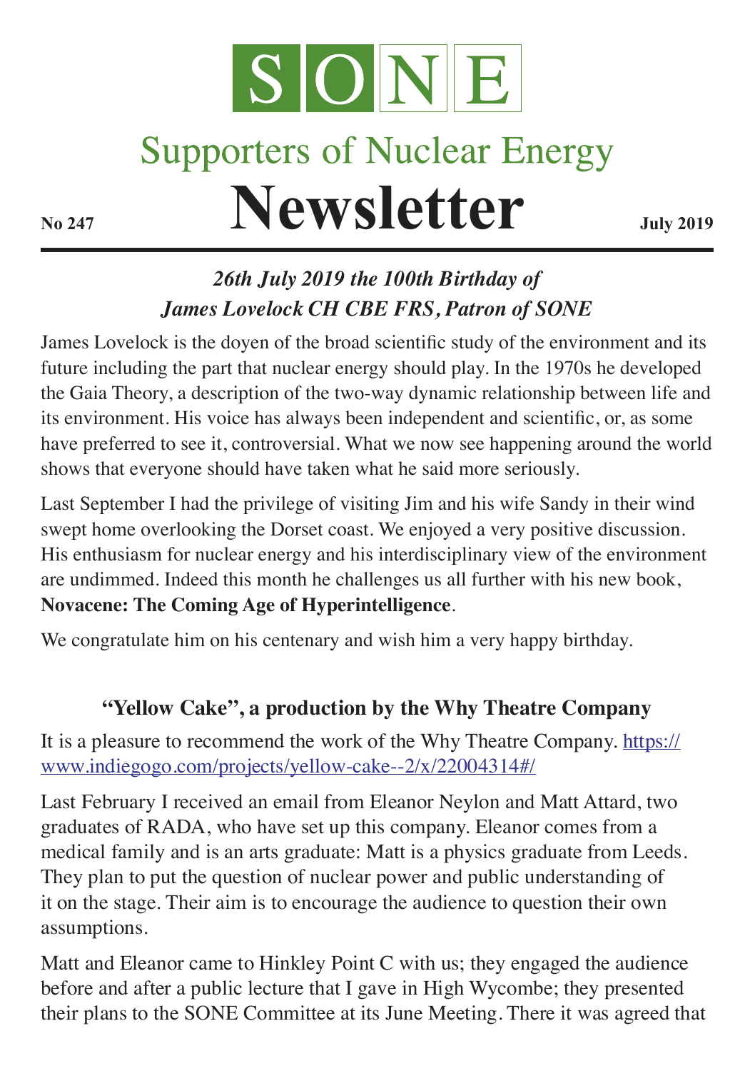# SONE

## Supporters of Nuclear Energy

# Newsletter

**No 247** **July 2019**

---

### *26th July 2019 the 100th Birthday of James Lovelock CH CBE FRS, Patron of SONE*

James Lovelock is the doyen of the broad scientific study of the environment and its future including the part that nuclear energy should play. In the 1970s he developed the Gaia Theory, a description of the two-way dynamic relationship between life and its environment. His voice has always been independent and scientific, or, as some have preferred to see it, controversial. What we now see happening around the world shows that everyone should have taken what he said more seriously.

Last September I had the privilege of visiting Jim and his wife Sandy in their wind swept home overlooking the Dorset coast. We enjoyed a very positive discussion. His enthusiasm for nuclear energy and his interdisciplinary view of the environment are undimmed. Indeed this month he challenges us all further with his new book, **Novacene: The Coming Age of Hyperintelligence**.

We congratulate him on his centenary and wish him a very happy birthday.

### "Yellow Cake", a production by the Why Theatre Company

It is a pleasure to recommend the work of the Why Theatre Company. https://www.indiegogo.com/projects/yellow-cake--2/x/22004314#/

Last February I received an email from Eleanor Neylon and Matt Attard, two graduates of RADA, who have set up this company. Eleanor comes from a medical family and is an arts graduate: Matt is a physics graduate from Leeds. They plan to put the question of nuclear power and public understanding of it on the stage. Their aim is to encourage the audience to question their own assumptions.

Matt and Eleanor came to Hinkley Point C with us; they engaged the audience before and after a public lecture that I gave in High Wycombe; they presented their plans to the SONE Committee at its June Meeting. There it was agreed that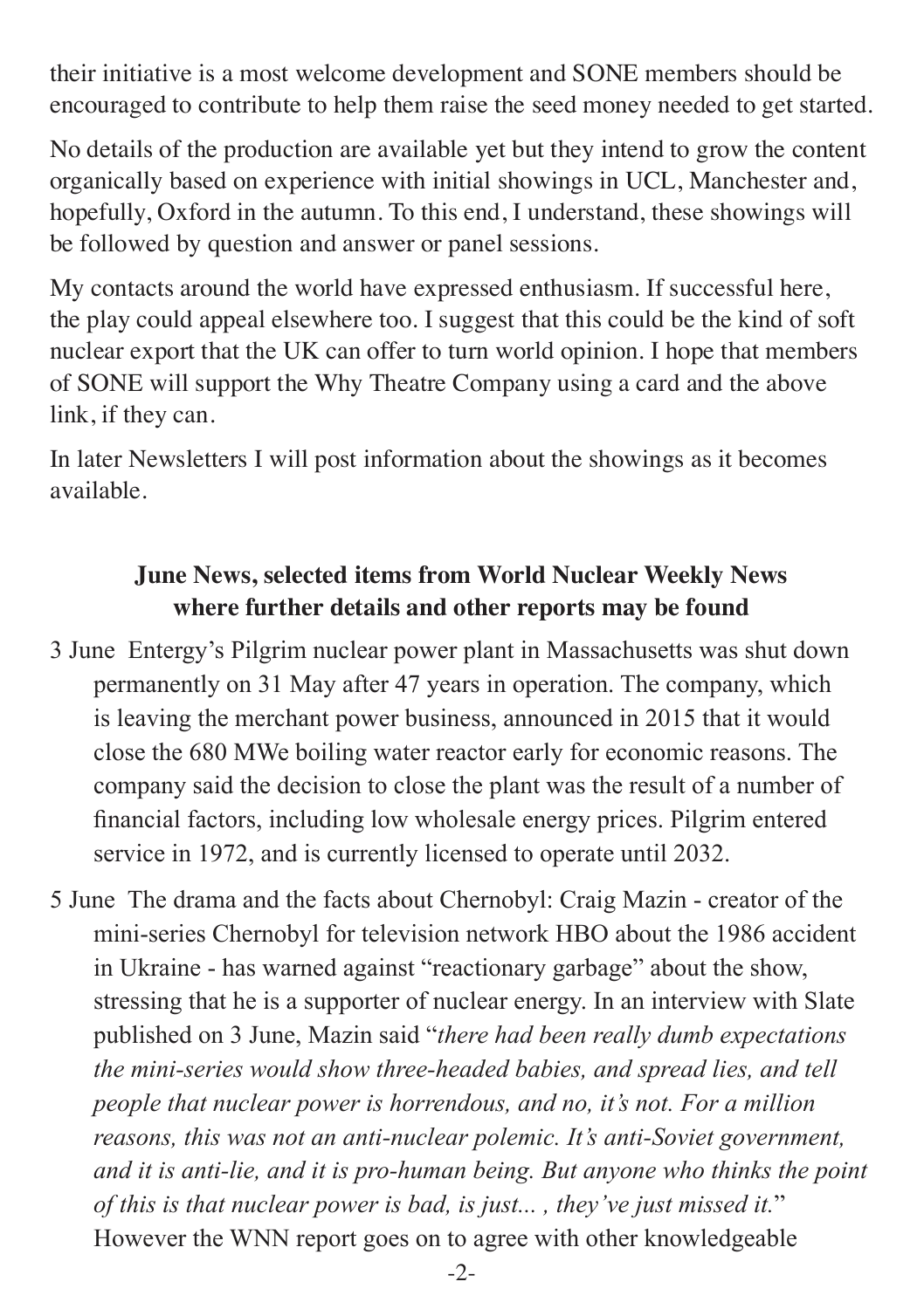their initiative is a most welcome development and SONE members should be encouraged to contribute to help them raise the seed money needed to get started.

No details of the production are available yet but they intend to grow the content organically based on experience with initial showings in UCL, Manchester and, hopefully, Oxford in the autumn. To this end, I understand, these showings will be followed by question and answer or panel sessions.

My contacts around the world have expressed enthusiasm. If successful here, the play could appeal elsewhere too. I suggest that this could be the kind of soft nuclear export that the UK can offer to turn world opinion. I hope that members of SONE will support the Why Theatre Company using a card and the above link, if they can.

In later Newsletters I will post information about the showings as it becomes available.

## June News, selected items from World Nuclear Weekly News where further details and other reports may be found

3 June Entergy's Pilgrim nuclear power plant in Massachusetts was shut down permanently on 31 May after 47 years in operation. The company, which is leaving the merchant power business, announced in 2015 that it would close the 680 MWe boiling water reactor early for economic reasons. The company said the decision to close the plant was the result of a number of financial factors, including low wholesale energy prices. Pilgrim entered service in 1972, and is currently licensed to operate until 2032.

5 June The drama and the facts about Chernobyl: Craig Mazin - creator of the mini-series Chernobyl for television network HBO about the 1986 accident in Ukraine - has warned against "reactionary garbage" about the show, stressing that he is a supporter of nuclear energy. In an interview with Slate published on 3 June, Mazin said "*there had been really dumb expectations the mini-series would show three-headed babies, and spread lies, and tell people that nuclear power is horrendous, and no, it's not. For a million reasons, this was not an anti-nuclear polemic. It's anti-Soviet government, and it is anti-lie, and it is pro-human being. But anyone who thinks the point of this is that nuclear power is bad, is just... , they've just missed it.*" However the WNN report goes on to agree with other knowledgeable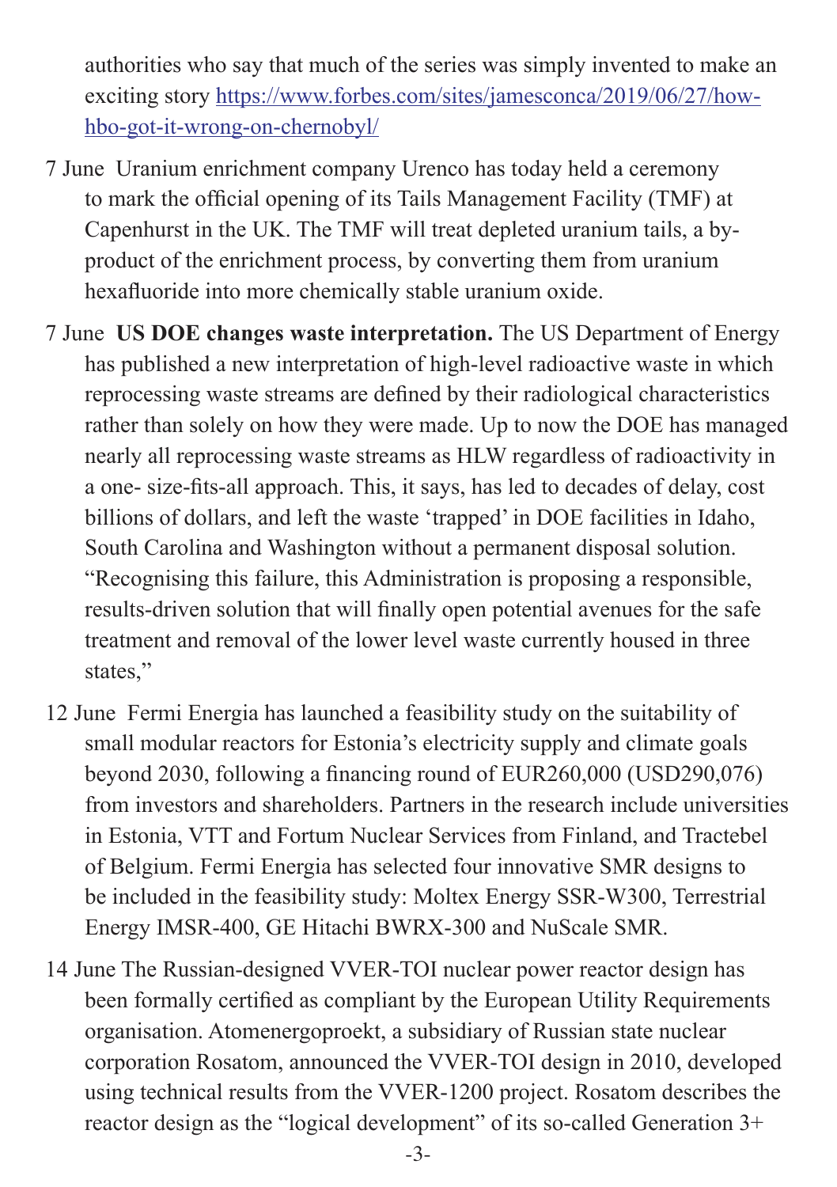authorities who say that much of the series was simply invented to make an exciting story https://www.forbes.com/sites/jamesconca/2019/06/27/how-hbo-got-it-wrong-on-chernobyl/

7 June Uranium enrichment company Urenco has today held a ceremony to mark the official opening of its Tails Management Facility (TMF) at Capenhurst in the UK. The TMF will treat depleted uranium tails, a by-product of the enrichment process, by converting them from uranium hexafluoride into more chemically stable uranium oxide.

7 June **US DOE changes waste interpretation.** The US Department of Energy has published a new interpretation of high-level radioactive waste in which reprocessing waste streams are defined by their radiological characteristics rather than solely on how they were made. Up to now the DOE has managed nearly all reprocessing waste streams as HLW regardless of radioactivity in a one- size-fits-all approach. This, it says, has led to decades of delay, cost billions of dollars, and left the waste 'trapped' in DOE facilities in Idaho, South Carolina and Washington without a permanent disposal solution. "Recognising this failure, this Administration is proposing a responsible, results-driven solution that will finally open potential avenues for the safe treatment and removal of the lower level waste currently housed in three states,"

12 June Fermi Energia has launched a feasibility study on the suitability of small modular reactors for Estonia's electricity supply and climate goals beyond 2030, following a financing round of EUR260,000 (USD290,076) from investors and shareholders. Partners in the research include universities in Estonia, VTT and Fortum Nuclear Services from Finland, and Tractebel of Belgium. Fermi Energia has selected four innovative SMR designs to be included in the feasibility study: Moltex Energy SSR-W300, Terrestrial Energy IMSR-400, GE Hitachi BWRX-300 and NuScale SMR.

14 June The Russian-designed VVER-TOI nuclear power reactor design has been formally certified as compliant by the European Utility Requirements organisation. Atomenergoproekt, a subsidiary of Russian state nuclear corporation Rosatom, announced the VVER-TOI design in 2010, developed using technical results from the VVER-1200 project. Rosatom describes the reactor design as the "logical development" of its so-called Generation 3+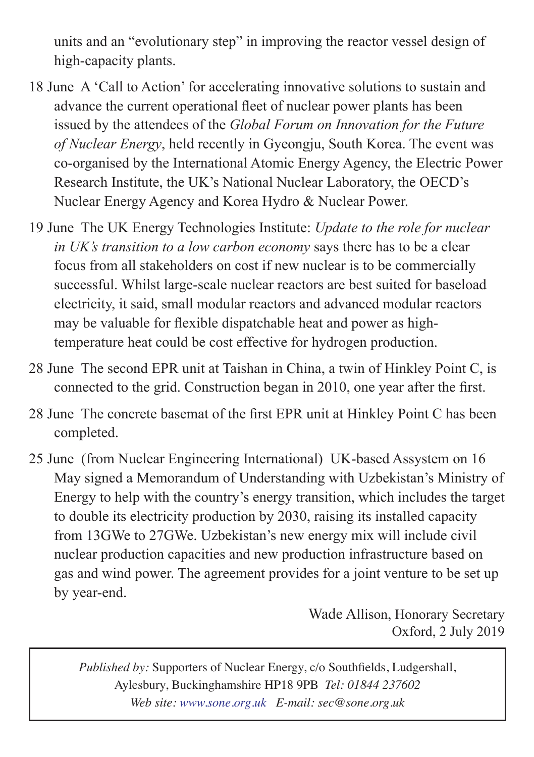units and an "evolutionary step" in improving the reactor vessel design of high-capacity plants.

18 June A 'Call to Action' for accelerating innovative solutions to sustain and advance the current operational fleet of nuclear power plants has been issued by the attendees of the *Global Forum on Innovation for the Future of Nuclear Energy*, held recently in Gyeongju, South Korea. The event was co-organised by the International Atomic Energy Agency, the Electric Power Research Institute, the UK's National Nuclear Laboratory, the OECD's Nuclear Energy Agency and Korea Hydro & Nuclear Power.

19 June The UK Energy Technologies Institute: *Update to the role for nuclear in UK's transition to a low carbon economy* says there has to be a clear focus from all stakeholders on cost if new nuclear is to be commercially successful. Whilst large-scale nuclear reactors are best suited for baseload electricity, it said, small modular reactors and advanced modular reactors may be valuable for flexible dispatchable heat and power as high-temperature heat could be cost effective for hydrogen production.

28 June The second EPR unit at Taishan in China, a twin of Hinkley Point C, is connected to the grid. Construction began in 2010, one year after the first.

28 June The concrete basemat of the first EPR unit at Hinkley Point C has been completed.

25 June (from Nuclear Engineering International) UK-based Assystem on 16 May signed a Memorandum of Understanding with Uzbekistan's Ministry of Energy to help with the country's energy transition, which includes the target to double its electricity production by 2030, raising its installed capacity from 13GWe to 27GWe. Uzbekistan's new energy mix will include civil nuclear production capacities and new production infrastructure based on gas and wind power. The agreement provides for a joint venture to be set up by year-end.

Wade Allison, Honorary Secretary
Oxford, 2 July 2019

*Published by:* Supporters of Nuclear Energy, c/o Southfields, Ludgershall, Aylesbury, Buckinghamshire HP18 9PB *Tel: 01844 237602*
*Web site: www.sone.org.uk E-mail: sec@sone.org.uk*